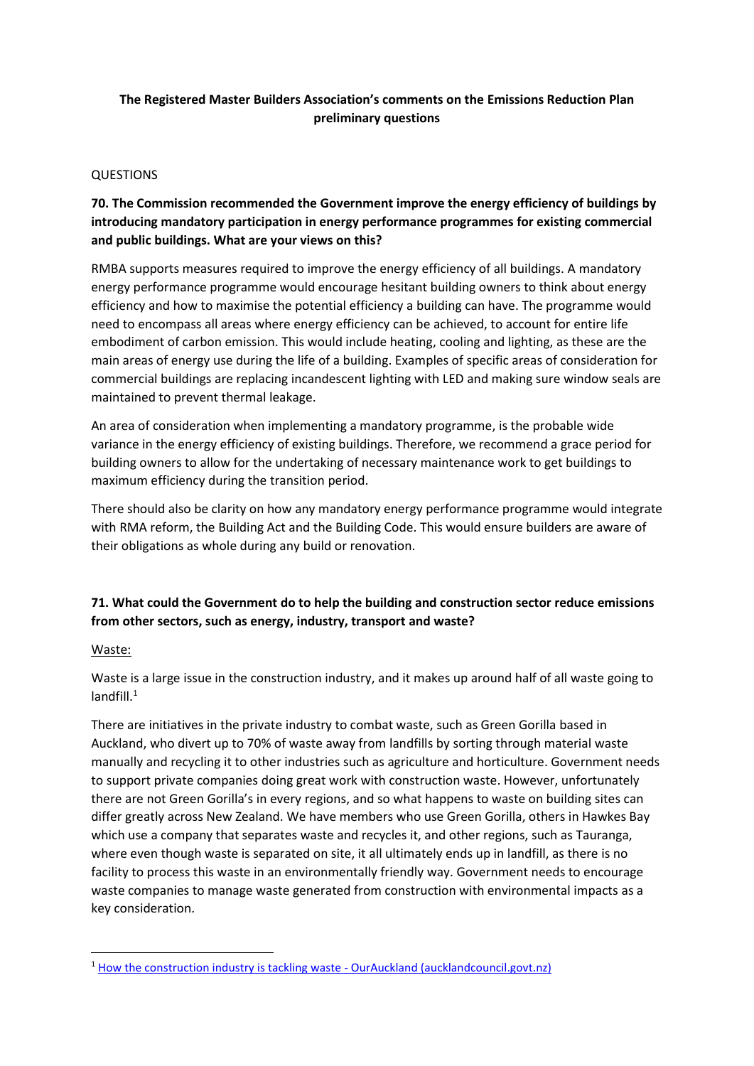**The Registered Master Builders Association's comments on the Emissions Reduction Plan preliminary questions**

QUESTIONS

**70. The Commission recommended the Government improve the energy efficiency of buildings by introducing mandatory participation in energy performance programmes for existing commercial and public buildings. What are your views on this?**

RMBA supports measures required to improve the energy efficiency of all buildings. A mandatory energy performance programme would encourage hesitant building owners to think about energy efficiency and how to maximise the potential efficiency a building can have. The programme would need to encompass all areas where energy efficiency can be achieved, to account for entire life embodiment of carbon emission. This would include heating, cooling and lighting, as these are the main areas of energy use during the life of a building. Examples of specific areas of consideration for commercial buildings are replacing incandescent lighting with LED and making sure window seals are maintained to prevent thermal leakage.

An area of consideration when implementing a mandatory programme, is the probable wide variance in the energy efficiency of existing buildings. Therefore, we recommend a grace period for building owners to allow for the undertaking of necessary maintenance work to get buildings to maximum efficiency during the transition period.

There should also be clarity on how any mandatory energy performance programme would integrate with RMA reform, the Building Act and the Building Code. This would ensure builders are aware of their obligations as whole during any build or renovation.

**71. What could the Government do to help the building and construction sector reduce emissions from other sectors, such as energy, industry, transport and waste?**

Waste:

Waste is a large issue in the construction industry, and it makes up around half of all waste going to landfill.[1]

There are initiatives in the private industry to combat waste, such as Green Gorilla based in Auckland, who divert up to 70% of waste away from landfills by sorting through material waste manually and recycling it to other industries such as agriculture and horticulture. Government needs to support private companies doing great work with construction waste. However, unfortunately there are not Green Gorilla's in every regions, and so what happens to waste on building sites can differ greatly across New Zealand. We have members who use Green Gorilla, others in Hawkes Bay which use a company that separates waste and recycles it, and other regions, such as Tauranga, where even though waste is separated on site, it all ultimately ends up in landfill, as there is no facility to process this waste in an environmentally friendly way. Government needs to encourage waste companies to manage waste generated from construction with environmental impacts as a key consideration.

[1] How the construction industry is tackling waste - OurAuckland (aucklandcouncil.govt.nz)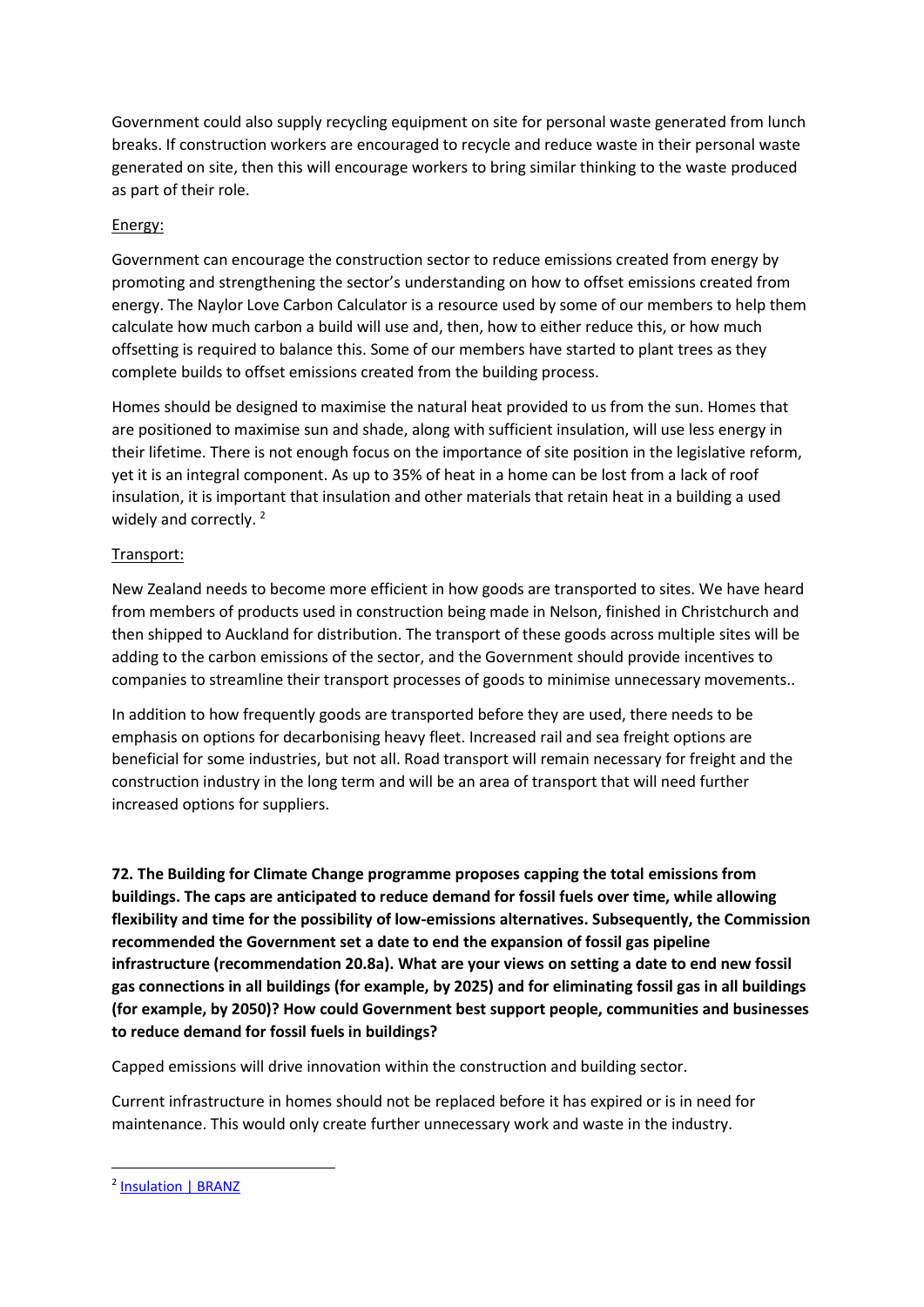Government could also supply recycling equipment on site for personal waste generated from lunch breaks. If construction workers are encouraged to recycle and reduce waste in their personal waste generated on site, then this will encourage workers to bring similar thinking to the waste produced as part of their role.

Energy:

Government can encourage the construction sector to reduce emissions created from energy by promoting and strengthening the sector's understanding on how to offset emissions created from energy. The Naylor Love Carbon Calculator is a resource used by some of our members to help them calculate how much carbon a build will use and, then, how to either reduce this, or how much offsetting is required to balance this. Some of our members have started to plant trees as they complete builds to offset emissions created from the building process.

Homes should be designed to maximise the natural heat provided to us from the sun. Homes that are positioned to maximise sun and shade, along with sufficient insulation, will use less energy in their lifetime. There is not enough focus on the importance of site position in the legislative reform, yet it is an integral component. As up to 35% of heat in a home can be lost from a lack of roof insulation, it is important that insulation and other materials that retain heat in a building a used widely and correctly. [2]

Transport:

New Zealand needs to become more efficient in how goods are transported to sites. We have heard from members of products used in construction being made in Nelson, finished in Christchurch and then shipped to Auckland for distribution. The transport of these goods across multiple sites will be adding to the carbon emissions of the sector, and the Government should provide incentives to companies to streamline their transport processes of goods to minimise unnecessary movements..

In addition to how frequently goods are transported before they are used, there needs to be emphasis on options for decarbonising heavy fleet. Increased rail and sea freight options are beneficial for some industries, but not all. Road transport will remain necessary for freight and the construction industry in the long term and will be an area of transport that will need further increased options for suppliers.

**72. The Building for Climate Change programme proposes capping the total emissions from buildings. The caps are anticipated to reduce demand for fossil fuels over time, while allowing flexibility and time for the possibility of low-emissions alternatives. Subsequently, the Commission recommended the Government set a date to end the expansion of fossil gas pipeline infrastructure (recommendation 20.8a). What are your views on setting a date to end new fossil gas connections in all buildings (for example, by 2025) and for eliminating fossil gas in all buildings (for example, by 2050)? How could Government best support people, communities and businesses to reduce demand for fossil fuels in buildings?**

Capped emissions will drive innovation within the construction and building sector.

Current infrastructure in homes should not be replaced before it has expired or is in need for maintenance. This would only create further unnecessary work and waste in the industry.

---

[2] Insulation | BRANZ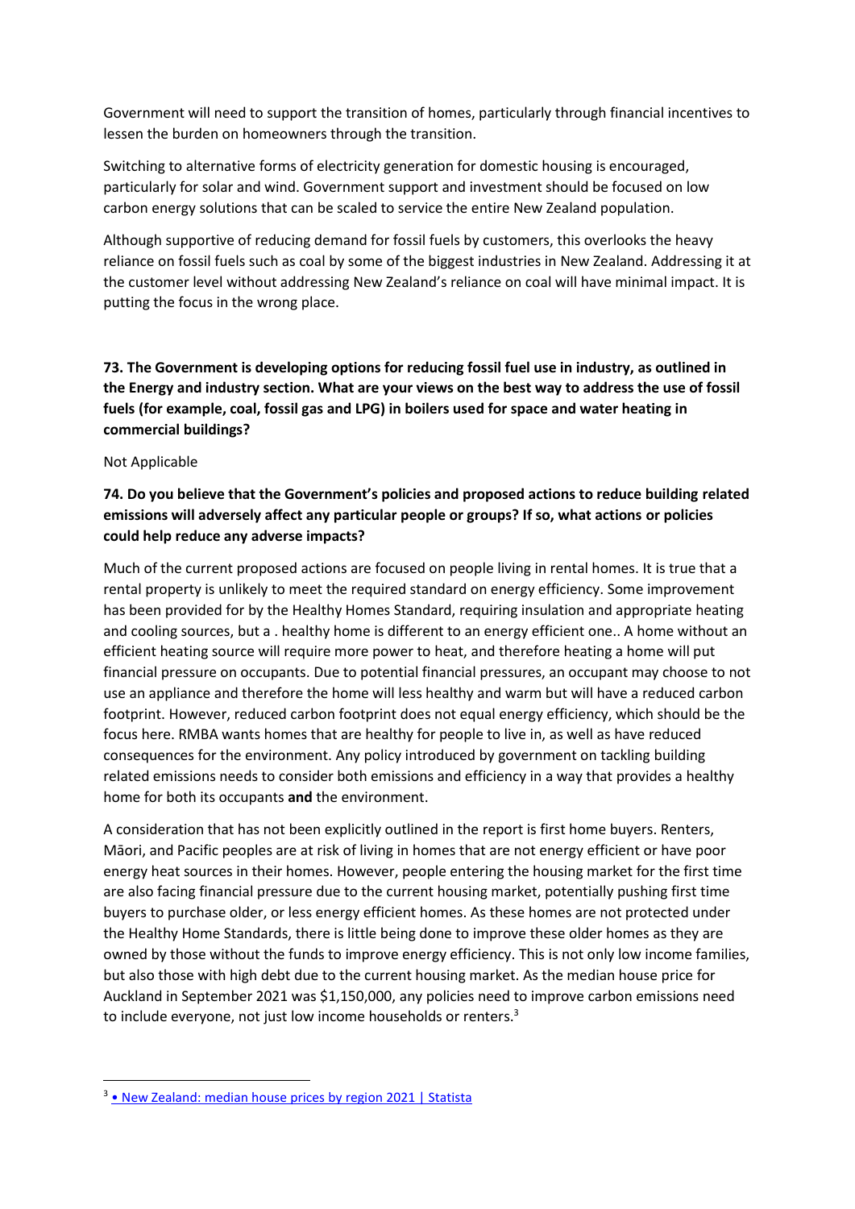Government will need to support the transition of homes, particularly through financial incentives to lessen the burden on homeowners through the transition.

Switching to alternative forms of electricity generation for domestic housing is encouraged, particularly for solar and wind. Government support and investment should be focused on low carbon energy solutions that can be scaled to service the entire New Zealand population.

Although supportive of reducing demand for fossil fuels by customers, this overlooks the heavy reliance on fossil fuels such as coal by some of the biggest industries in New Zealand. Addressing it at the customer level without addressing New Zealand's reliance on coal will have minimal impact. It is putting the focus in the wrong place.

**73. The Government is developing options for reducing fossil fuel use in industry, as outlined in the Energy and industry section. What are your views on the best way to address the use of fossil fuels (for example, coal, fossil gas and LPG) in boilers used for space and water heating in commercial buildings?**

Not Applicable

**74. Do you believe that the Government's policies and proposed actions to reduce building related emissions will adversely affect any particular people or groups? If so, what actions or policies could help reduce any adverse impacts?**

Much of the current proposed actions are focused on people living in rental homes. It is true that a rental property is unlikely to meet the required standard on energy efficiency. Some improvement has been provided for by the Healthy Homes Standard, requiring insulation and appropriate heating and cooling sources, but a . healthy home is different to an energy efficient one.. A home without an efficient heating source will require more power to heat, and therefore heating a home will put financial pressure on occupants. Due to potential financial pressures, an occupant may choose to not use an appliance and therefore the home will less healthy and warm but will have a reduced carbon footprint. However, reduced carbon footprint does not equal energy efficiency, which should be the focus here. RMBA wants homes that are healthy for people to live in, as well as have reduced consequences for the environment. Any policy introduced by government on tackling building related emissions needs to consider both emissions and efficiency in a way that provides a healthy home for both its occupants **and** the environment.

A consideration that has not been explicitly outlined in the report is first home buyers. Renters, Māori, and Pacific peoples are at risk of living in homes that are not energy efficient or have poor energy heat sources in their homes. However, people entering the housing market for the first time are also facing financial pressure due to the current housing market, potentially pushing first time buyers to purchase older, or less energy efficient homes. As these homes are not protected under the Healthy Home Standards, there is little being done to improve these older homes as they are owned by those without the funds to improve energy efficiency. This is not only low income families, but also those with high debt due to the current housing market. As the median house price for Auckland in September 2021 was $1,150,000, any policies need to improve carbon emissions need to include everyone, not just low income households or renters.[3]

[3] • New Zealand: median house prices by region 2021 | Statista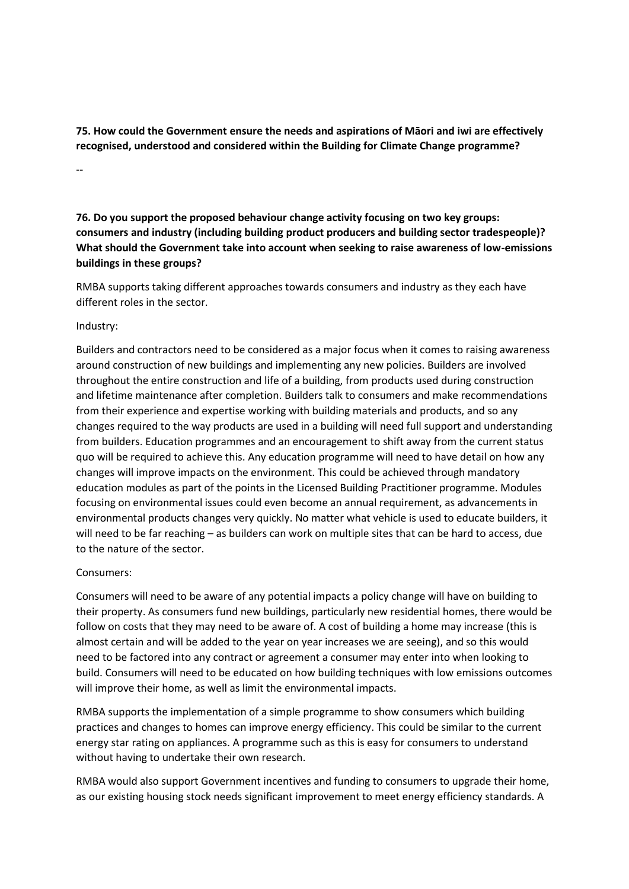**75. How could the Government ensure the needs and aspirations of Māori and iwi are effectively recognised, understood and considered within the Building for Climate Change programme?**

--

**76. Do you support the proposed behaviour change activity focusing on two key groups: consumers and industry (including building product producers and building sector tradespeople)? What should the Government take into account when seeking to raise awareness of low-emissions buildings in these groups?**

RMBA supports taking different approaches towards consumers and industry as they each have different roles in the sector.

Industry:

Builders and contractors need to be considered as a major focus when it comes to raising awareness around construction of new buildings and implementing any new policies. Builders are involved throughout the entire construction and life of a building, from products used during construction and lifetime maintenance after completion. Builders talk to consumers and make recommendations from their experience and expertise working with building materials and products, and so any changes required to the way products are used in a building will need full support and understanding from builders. Education programmes and an encouragement to shift away from the current status quo will be required to achieve this. Any education programme will need to have detail on how any changes will improve impacts on the environment. This could be achieved through mandatory education modules as part of the points in the Licensed Building Practitioner programme. Modules focusing on environmental issues could even become an annual requirement, as advancements in environmental products changes very quickly. No matter what vehicle is used to educate builders, it will need to be far reaching – as builders can work on multiple sites that can be hard to access, due to the nature of the sector.

Consumers:

Consumers will need to be aware of any potential impacts a policy change will have on building to their property. As consumers fund new buildings, particularly new residential homes, there would be follow on costs that they may need to be aware of. A cost of building a home may increase (this is almost certain and will be added to the year on year increases we are seeing), and so this would need to be factored into any contract or agreement a consumer may enter into when looking to build. Consumers will need to be educated on how building techniques with low emissions outcomes will improve their home, as well as limit the environmental impacts.

RMBA supports the implementation of a simple programme to show consumers which building practices and changes to homes can improve energy efficiency. This could be similar to the current energy star rating on appliances. A programme such as this is easy for consumers to understand without having to undertake their own research.

RMBA would also support Government incentives and funding to consumers to upgrade their home, as our existing housing stock needs significant improvement to meet energy efficiency standards. A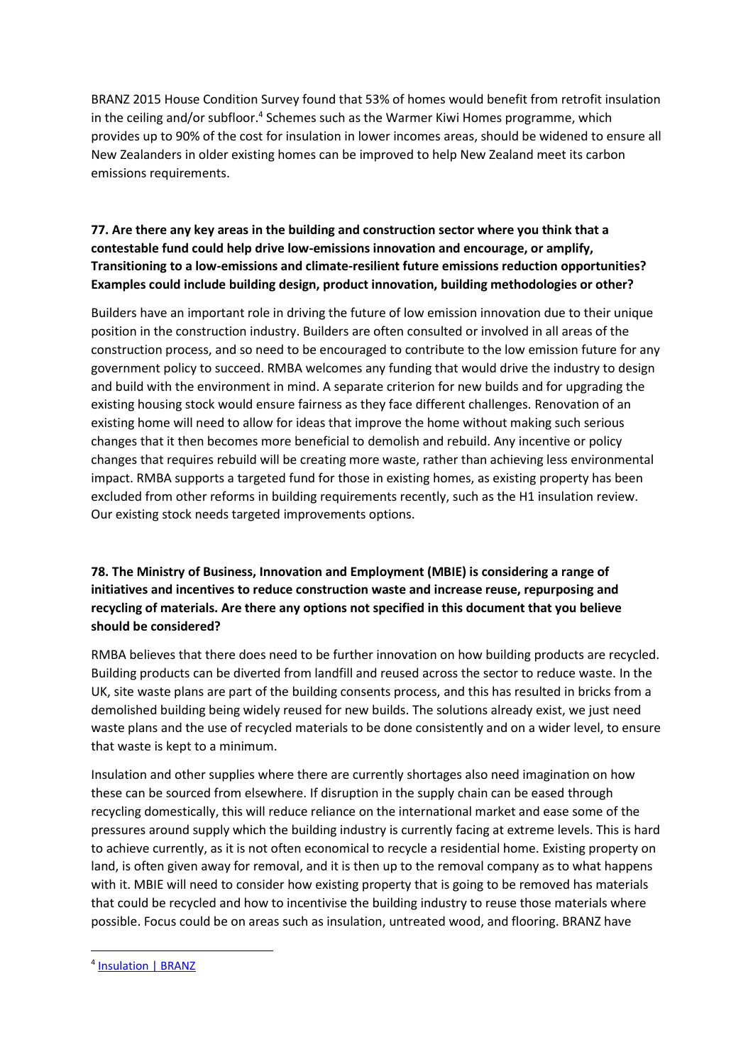BRANZ 2015 House Condition Survey found that 53% of homes would benefit from retrofit insulation in the ceiling and/or subfloor.[4] Schemes such as the Warmer Kiwi Homes programme, which provides up to 90% of the cost for insulation in lower incomes areas, should be widened to ensure all New Zealanders in older existing homes can be improved to help New Zealand meet its carbon emissions requirements.

**77. Are there any key areas in the building and construction sector where you think that a contestable fund could help drive low-emissions innovation and encourage, or amplify, Transitioning to a low-emissions and climate-resilient future emissions reduction opportunities? Examples could include building design, product innovation, building methodologies or other?**

Builders have an important role in driving the future of low emission innovation due to their unique position in the construction industry. Builders are often consulted or involved in all areas of the construction process, and so need to be encouraged to contribute to the low emission future for any government policy to succeed. RMBA welcomes any funding that would drive the industry to design and build with the environment in mind. A separate criterion for new builds and for upgrading the existing housing stock would ensure fairness as they face different challenges. Renovation of an existing home will need to allow for ideas that improve the home without making such serious changes that it then becomes more beneficial to demolish and rebuild. Any incentive or policy changes that requires rebuild will be creating more waste, rather than achieving less environmental impact. RMBA supports a targeted fund for those in existing homes, as existing property has been excluded from other reforms in building requirements recently, such as the H1 insulation review. Our existing stock needs targeted improvements options.

**78. The Ministry of Business, Innovation and Employment (MBIE) is considering a range of initiatives and incentives to reduce construction waste and increase reuse, repurposing and recycling of materials. Are there any options not specified in this document that you believe should be considered?**

RMBA believes that there does need to be further innovation on how building products are recycled. Building products can be diverted from landfill and reused across the sector to reduce waste. In the UK, site waste plans are part of the building consents process, and this has resulted in bricks from a demolished building being widely reused for new builds. The solutions already exist, we just need waste plans and the use of recycled materials to be done consistently and on a wider level, to ensure that waste is kept to a minimum.

Insulation and other supplies where there are currently shortages also need imagination on how these can be sourced from elsewhere. If disruption in the supply chain can be eased through recycling domestically, this will reduce reliance on the international market and ease some of the pressures around supply which the building industry is currently facing at extreme levels. This is hard to achieve currently, as it is not often economical to recycle a residential home. Existing property on land, is often given away for removal, and it is then up to the removal company as to what happens with it. MBIE will need to consider how existing property that is going to be removed has materials that could be recycled and how to incentivise the building industry to reuse those materials where possible. Focus could be on areas such as insulation, untreated wood, and flooring. BRANZ have

[4] Insulation | BRANZ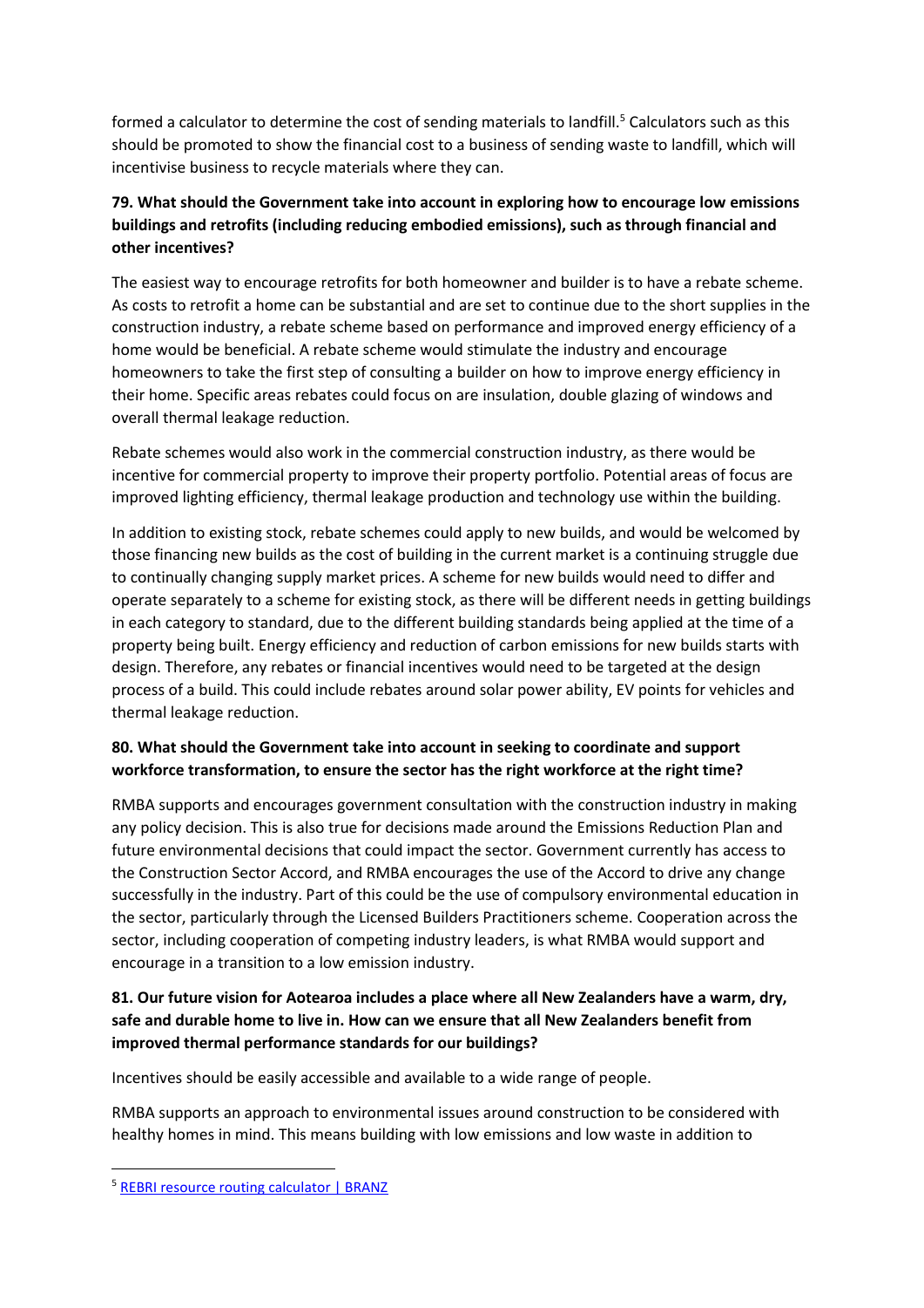formed a calculator to determine the cost of sending materials to landfill.[5] Calculators such as this should be promoted to show the financial cost to a business of sending waste to landfill, which will incentivise business to recycle materials where they can.

**79. What should the Government take into account in exploring how to encourage low emissions buildings and retrofits (including reducing embodied emissions), such as through financial and other incentives?**

The easiest way to encourage retrofits for both homeowner and builder is to have a rebate scheme. As costs to retrofit a home can be substantial and are set to continue due to the short supplies in the construction industry, a rebate scheme based on performance and improved energy efficiency of a home would be beneficial. A rebate scheme would stimulate the industry and encourage homeowners to take the first step of consulting a builder on how to improve energy efficiency in their home. Specific areas rebates could focus on are insulation, double glazing of windows and overall thermal leakage reduction.

Rebate schemes would also work in the commercial construction industry, as there would be incentive for commercial property to improve their property portfolio. Potential areas of focus are improved lighting efficiency, thermal leakage production and technology use within the building.

In addition to existing stock, rebate schemes could apply to new builds, and would be welcomed by those financing new builds as the cost of building in the current market is a continuing struggle due to continually changing supply market prices. A scheme for new builds would need to differ and operate separately to a scheme for existing stock, as there will be different needs in getting buildings in each category to standard, due to the different building standards being applied at the time of a property being built. Energy efficiency and reduction of carbon emissions for new builds starts with design. Therefore, any rebates or financial incentives would need to be targeted at the design process of a build. This could include rebates around solar power ability, EV points for vehicles and thermal leakage reduction.

**80. What should the Government take into account in seeking to coordinate and support workforce transformation, to ensure the sector has the right workforce at the right time?**

RMBA supports and encourages government consultation with the construction industry in making any policy decision. This is also true for decisions made around the Emissions Reduction Plan and future environmental decisions that could impact the sector. Government currently has access to the Construction Sector Accord, and RMBA encourages the use of the Accord to drive any change successfully in the industry. Part of this could be the use of compulsory environmental education in the sector, particularly through the Licensed Builders Practitioners scheme. Cooperation across the sector, including cooperation of competing industry leaders, is what RMBA would support and encourage in a transition to a low emission industry.

**81. Our future vision for Aotearoa includes a place where all New Zealanders have a warm, dry, safe and durable home to live in. How can we ensure that all New Zealanders benefit from improved thermal performance standards for our buildings?**

Incentives should be easily accessible and available to a wide range of people.

RMBA supports an approach to environmental issues around construction to be considered with healthy homes in mind. This means building with low emissions and low waste in addition to

---

[5] REBRI resource routing calculator | BRANZ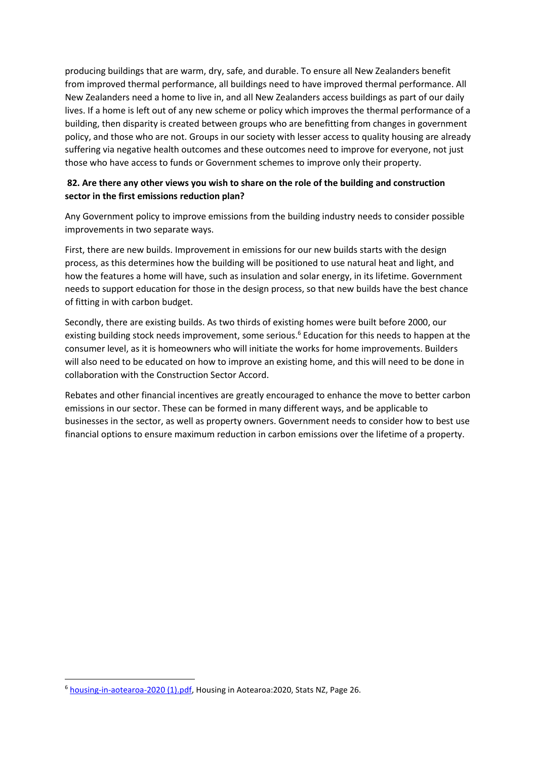producing buildings that are warm, dry, safe, and durable. To ensure all New Zealanders benefit from improved thermal performance, all buildings need to have improved thermal performance. All New Zealanders need a home to live in, and all New Zealanders access buildings as part of our daily lives. If a home is left out of any new scheme or policy which improves the thermal performance of a building, then disparity is created between groups who are benefitting from changes in government policy, and those who are not. Groups in our society with lesser access to quality housing are already suffering via negative health outcomes and these outcomes need to improve for everyone, not just those who have access to funds or Government schemes to improve only their property.

**82. Are there any other views you wish to share on the role of the building and construction sector in the first emissions reduction plan?**

Any Government policy to improve emissions from the building industry needs to consider possible improvements in two separate ways.

First, there are new builds. Improvement in emissions for our new builds starts with the design process, as this determines how the building will be positioned to use natural heat and light, and how the features a home will have, such as insulation and solar energy, in its lifetime. Government needs to support education for those in the design process, so that new builds have the best chance of fitting in with carbon budget.

Secondly, there are existing builds. As two thirds of existing homes were built before 2000, our existing building stock needs improvement, some serious.[6] Education for this needs to happen at the consumer level, as it is homeowners who will initiate the works for home improvements. Builders will also need to be educated on how to improve an existing home, and this will need to be done in collaboration with the Construction Sector Accord.

Rebates and other financial incentives are greatly encouraged to enhance the move to better carbon emissions in our sector. These can be formed in many different ways, and be applicable to businesses in the sector, as well as property owners. Government needs to consider how to best use financial options to ensure maximum reduction in carbon emissions over the lifetime of a property.

[6] housing-in-aotearoa-2020 (1).pdf, Housing in Aotearoa:2020, Stats NZ, Page 26.